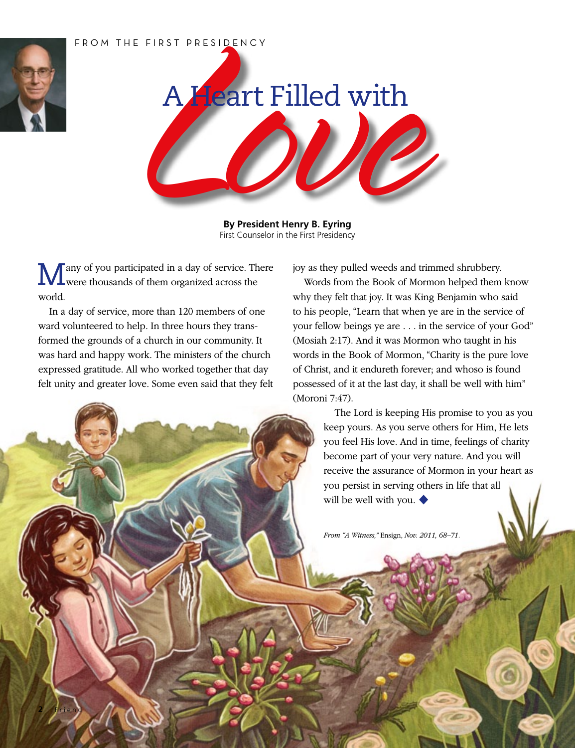FROM THE FIRST PRESIDENCY

# A Heart Filled with Love

**By President Henry B. Eyring**
First Counselor in the First Presidency

Many of you participated in a day of service. There were thousands of them organized across the world.

In a day of service, more than 120 members of one ward volunteered to help. In three hours they transformed the grounds of a church in our community. It was hard and happy work. The ministers of the church expressed gratitude. All who worked together that day felt unity and greater love. Some even said that they felt joy as they pulled weeds and trimmed shrubbery.

Words from the Book of Mormon helped them know why they felt that joy. It was King Benjamin who said to his people, "Learn that when ye are in the service of your fellow beings ye are . . . in the service of your God" (Mosiah 2:17). And it was Mormon who taught in his words in the Book of Mormon, "Charity is the pure love of Christ, and it endureth forever; and whoso is found possessed of it at the last day, it shall be well with him" (Moroni 7:47).

The Lord is keeping His promise to you as you keep yours. As you serve others for Him, He lets you feel His love. And in time, feelings of charity become part of your very nature. And you will receive the assurance of Mormon in your heart as you persist in serving others in life that all will be well with you. ◆

*From "A Witness,"* Ensign, *Nov. 2011, 68–71.*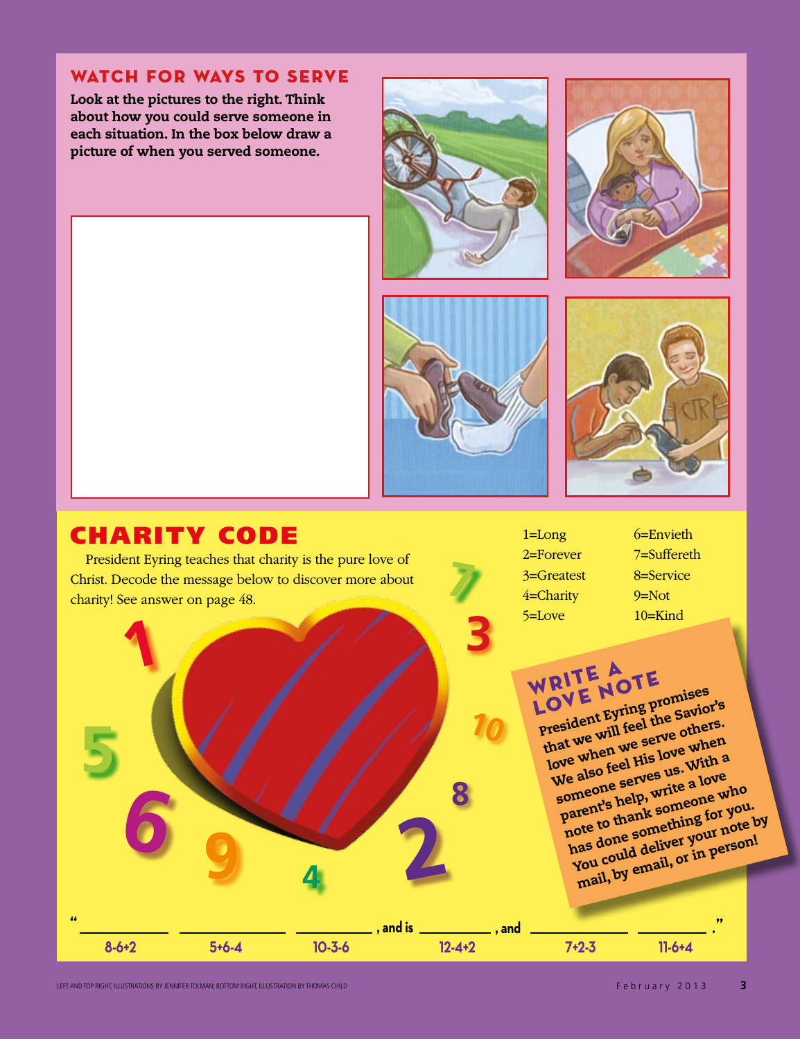## WATCH FOR WAYS TO SERVE

**Look at the pictures to the right. Think about how you could serve someone in each situation. In the box below draw a picture of when you served someone.**

## CHARITY CODE

President Eyring teaches that charity is the pure love of Christ. Decode the message below to discover more about charity! See answer on page 48.

1=Long
2=Forever
3=Greatest
4=Charity
5=Love
6=Envieth
7=Suffereth
8=Service
9=Not
10=Kind

## WRITE A LOVE NOTE

**President Eyring promises that we will feel the Savior's love when we serve others. We also feel His love when someone serves us. With a parent's help, write a love note to thank someone who has done something for you. You could deliver your note by mail, by email, or in person!**

"\_\_\_\_\_\_\_\_ \_\_\_\_\_\_\_\_ \_\_\_\_\_\_\_\_, and is \_\_\_\_\_\_\_\_, and \_\_\_\_\_\_\_\_ \_\_\_\_\_\_\_\_."

8-6+2 5+6-4 10-3-6 12-4+2 7+2-3 11-6+4

LEFT AND TOP RIGHT, ILLUSTRATIONS BY JENNIFER TOLMAN; BOTTOM RIGHT, ILLUSTRATION BY THOMAS CHILD